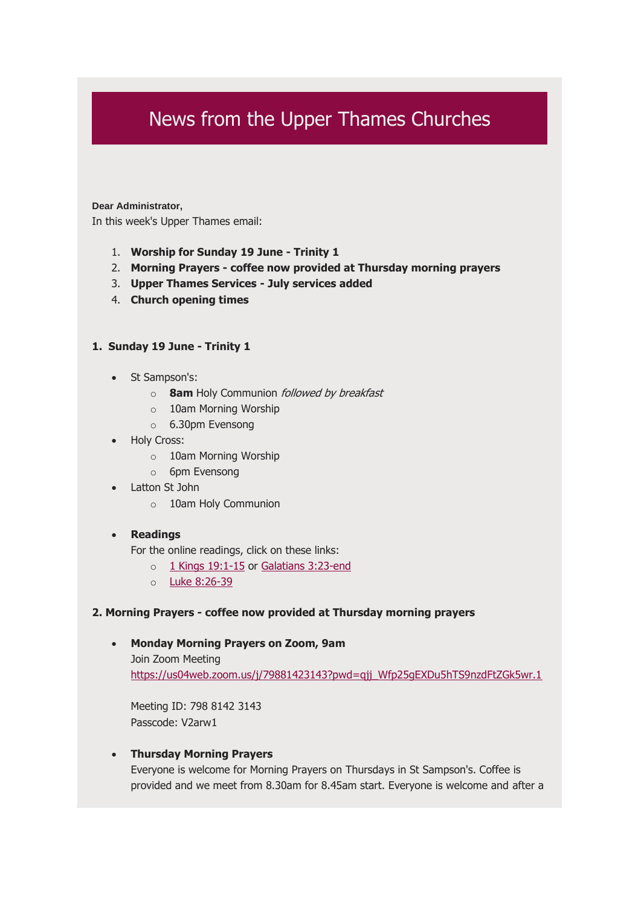# News from the Upper Thames Churches

**Dear Administrator,**

In this week's Upper Thames email:

1. **Worship for Sunday 19 June - Trinity 1**
2. **Morning Prayers - coffee now provided at Thursday morning prayers**
3. **Upper Thames Services - July services added**
4. **Church opening times**

### 1. Sunday 19 June - Trinity 1

- St Sampson's:
  - **8am** Holy Communion *followed by breakfast*
  - 10am Morning Worship
  - 6.30pm Evensong
- Holy Cross:
  - 10am Morning Worship
  - 6pm Evensong
- Latton St John
  - 10am Holy Communion

- **Readings**
  For the online readings, click on these links:
  - 1 Kings 19:1-15 or Galatians 3:23-end
  - Luke 8:26-39

### 2. Morning Prayers - coffee now provided at Thursday morning prayers

- **Monday Morning Prayers on Zoom, 9am**
  Join Zoom Meeting
  https://us04web.zoom.us/j/79881423143?pwd=qjj_Wfp25gEXDu5hTS9nzdFtZGk5wr.1

  Meeting ID: 798 8142 3143
  Passcode: V2arw1

- **Thursday Morning Prayers**
  Everyone is welcome for Morning Prayers on Thursdays in St Sampson's. Coffee is provided and we meet from 8.30am for 8.45am start. Everyone is welcome and after a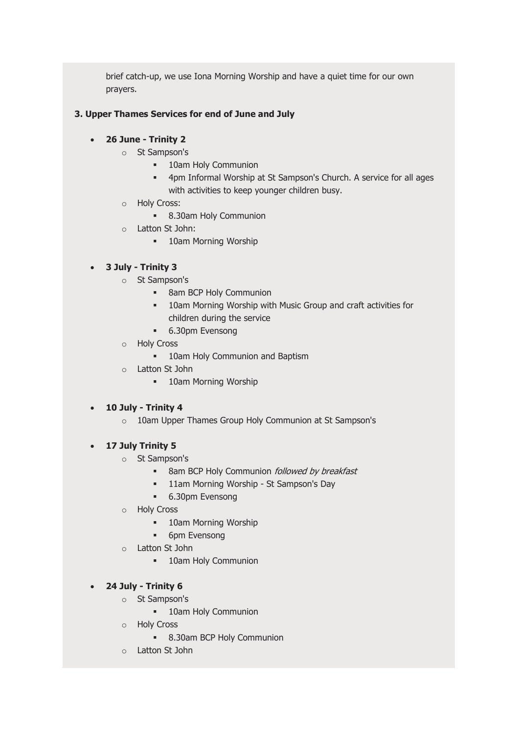brief catch-up, we use Iona Morning Worship and have a quiet time for our own prayers.

**3. Upper Thames Services for end of June and July**

- **26 June - Trinity 2**
  - St Sampson's
    - 10am Holy Communion
    - 4pm Informal Worship at St Sampson's Church. A service for all ages with activities to keep younger children busy.
  - Holy Cross:
    - 8.30am Holy Communion
  - Latton St John:
    - 10am Morning Worship

- **3 July - Trinity 3**
  - St Sampson's
    - 8am BCP Holy Communion
    - 10am Morning Worship with Music Group and craft activities for children during the service
    - 6.30pm Evensong
  - Holy Cross
    - 10am Holy Communion and Baptism
  - Latton St John
    - 10am Morning Worship

- **10 July - Trinity 4**
  - 10am Upper Thames Group Holy Communion at St Sampson's

- **17 July Trinity 5**
  - St Sampson's
    - 8am BCP Holy Communion *followed by breakfast*
    - 11am Morning Worship - St Sampson's Day
    - 6.30pm Evensong
  - Holy Cross
    - 10am Morning Worship
    - 6pm Evensong
  - Latton St John
    - 10am Holy Communion

- **24 July - Trinity 6**
  - St Sampson's
    - 10am Holy Communion
  - Holy Cross
    - 8.30am BCP Holy Communion
  - Latton St John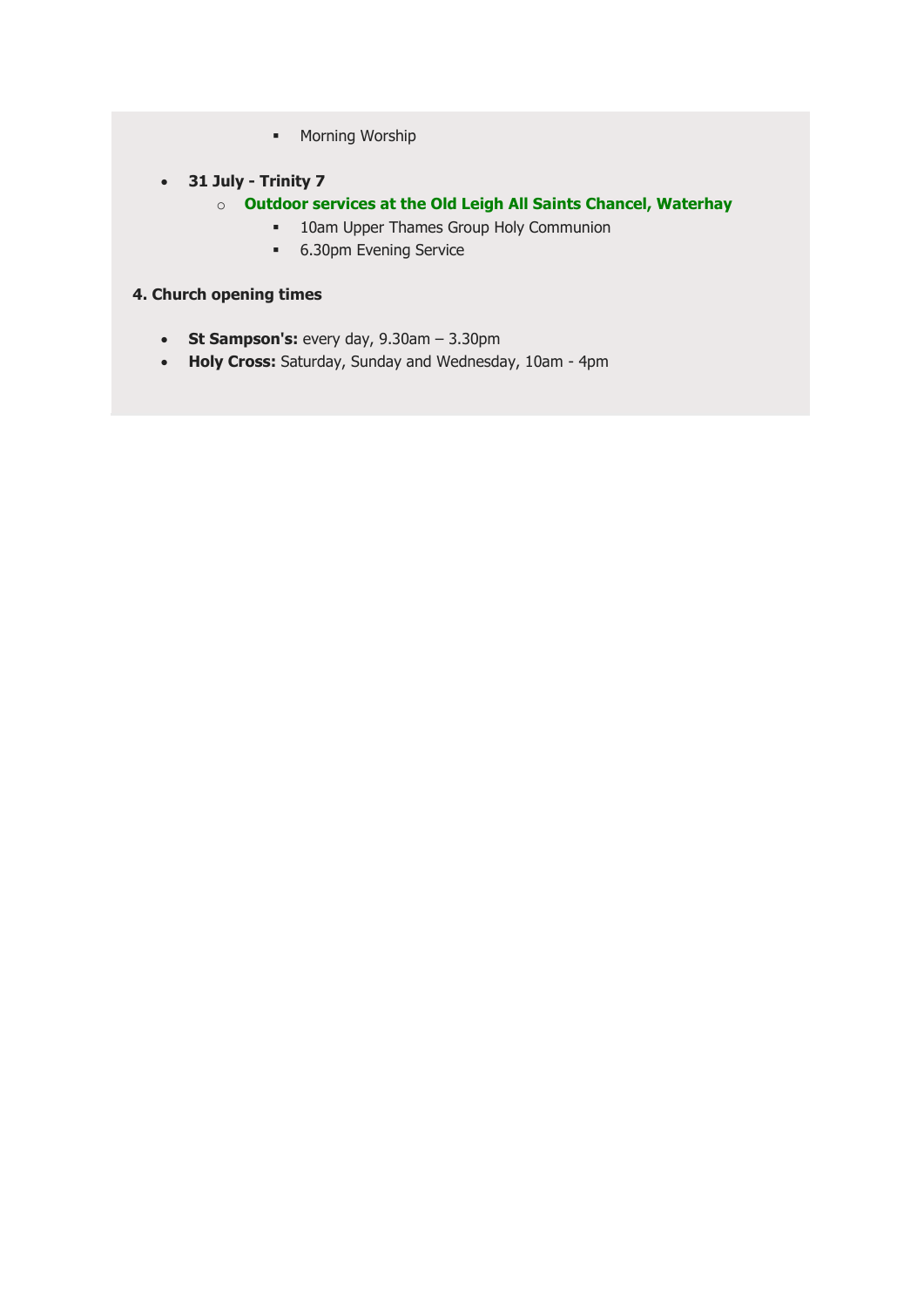- Morning Worship

- **31 July - Trinity 7**
    - **Outdoor services at the Old Leigh All Saints Chancel, Waterhay**
        - 10am Upper Thames Group Holy Communion
        - 6.30pm Evening Service

**4. Church opening times**

- **St Sampson's:** every day, 9.30am – 3.30pm
- **Holy Cross:** Saturday, Sunday and Wednesday, 10am - 4pm